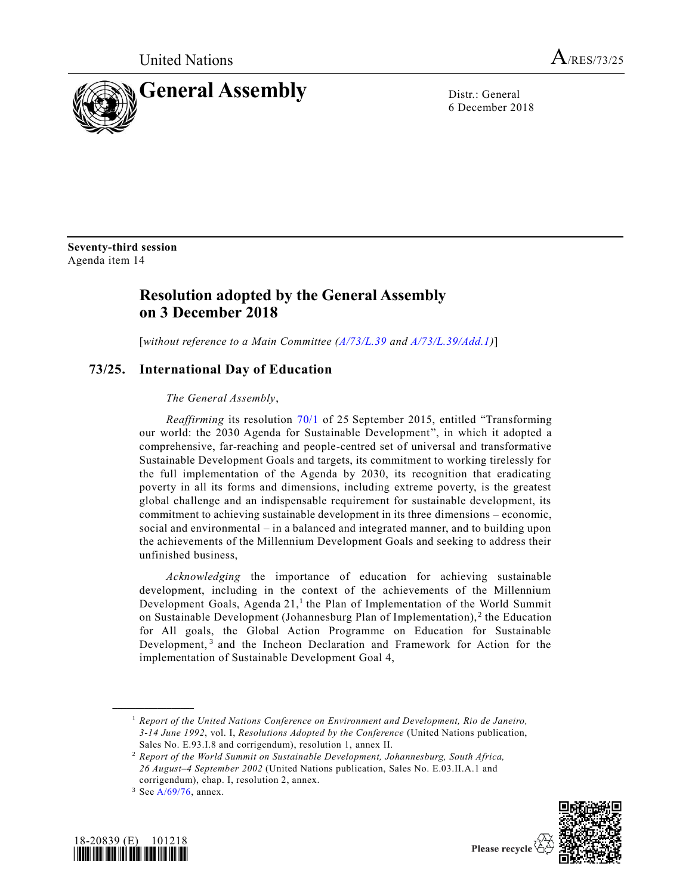United Nations A/RES/73/25

# General Assembly

Distr.: General
6 December 2018

**Seventy-third session**
Agenda item 14

## Resolution adopted by the General Assembly on 3 December 2018

[*without reference to a Main Committee (A/73/L.39 and A/73/L.39/Add.1)*]

### 73/25. International Day of Education

*The General Assembly*,

*Reaffirming* its resolution 70/1 of 25 September 2015, entitled "Transforming our world: the 2030 Agenda for Sustainable Development", in which it adopted a comprehensive, far-reaching and people-centred set of universal and transformative Sustainable Development Goals and targets, its commitment to working tirelessly for the full implementation of the Agenda by 2030, its recognition that eradicating poverty in all its forms and dimensions, including extreme poverty, is the greatest global challenge and an indispensable requirement for sustainable development, its commitment to achieving sustainable development in its three dimensions – economic, social and environmental – in a balanced and integrated manner, and to building upon the achievements of the Millennium Development Goals and seeking to address their unfinished business,

*Acknowledging* the importance of education for achieving sustainable development, including in the context of the achievements of the Millennium Development Goals, Agenda 21,[1] the Plan of Implementation of the World Summit on Sustainable Development (Johannesburg Plan of Implementation),[2] the Education for All goals, the Global Action Programme on Education for Sustainable Development,[3] and the Incheon Declaration and Framework for Action for the implementation of Sustainable Development Goal 4,

---

[1] *Report of the United Nations Conference on Environment and Development, Rio de Janeiro, 3-14 June 1992*, vol. I, *Resolutions Adopted by the Conference* (United Nations publication, Sales No. E.93.I.8 and corrigendum), resolution 1, annex II.

[2] *Report of the World Summit on Sustainable Development, Johannesburg, South Africa, 26 August–4 September 2002* (United Nations publication, Sales No. E.03.II.A.1 and corrigendum), chap. I, resolution 2, annex.

[3] See A/69/76, annex.

18-20839 (E) 101218

Please recycle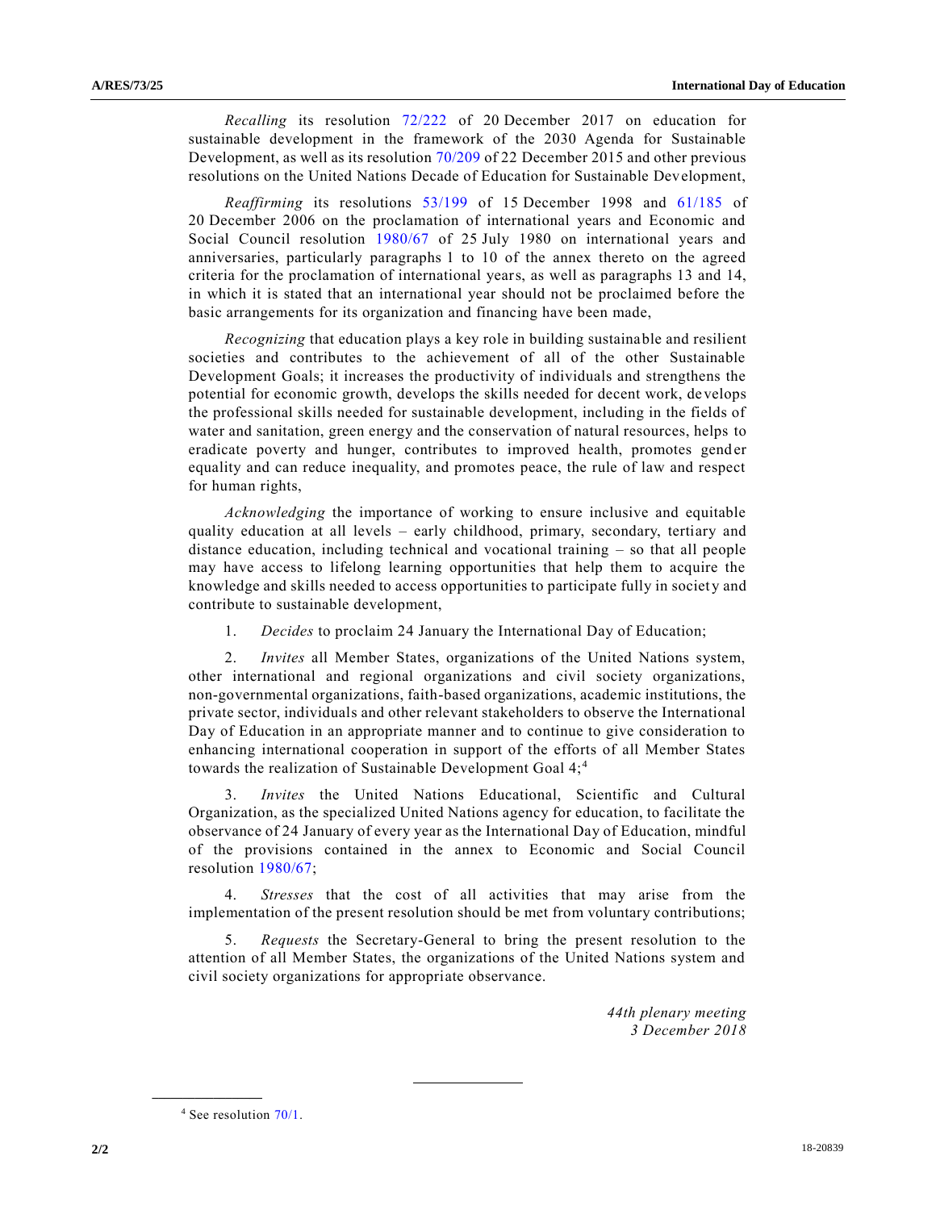*Recalling* its resolution 72/222 of 20 December 2017 on education for sustainable development in the framework of the 2030 Agenda for Sustainable Development, as well as its resolution 70/209 of 22 December 2015 and other previous resolutions on the United Nations Decade of Education for Sustainable Development,

*Reaffirming* its resolutions 53/199 of 15 December 1998 and 61/185 of 20 December 2006 on the proclamation of international years and Economic and Social Council resolution 1980/67 of 25 July 1980 on international years and anniversaries, particularly paragraphs 1 to 10 of the annex thereto on the agreed criteria for the proclamation of international years, as well as paragraphs 13 and 14, in which it is stated that an international year should not be proclaimed before the basic arrangements for its organization and financing have been made,

*Recognizing* that education plays a key role in building sustainable and resilient societies and contributes to the achievement of all of the other Sustainable Development Goals; it increases the productivity of individuals and strengthens the potential for economic growth, develops the skills needed for decent work, develops the professional skills needed for sustainable development, including in the fields of water and sanitation, green energy and the conservation of natural resources, helps to eradicate poverty and hunger, contributes to improved health, promotes gender equality and can reduce inequality, and promotes peace, the rule of law and respect for human rights,

*Acknowledging* the importance of working to ensure inclusive and equitable quality education at all levels – early childhood, primary, secondary, tertiary and distance education, including technical and vocational training – so that all people may have access to lifelong learning opportunities that help them to acquire the knowledge and skills needed to access opportunities to participate fully in society and contribute to sustainable development,

1. *Decides* to proclaim 24 January the International Day of Education;

2. *Invites* all Member States, organizations of the United Nations system, other international and regional organizations and civil society organizations, non-governmental organizations, faith-based organizations, academic institutions, the private sector, individuals and other relevant stakeholders to observe the International Day of Education in an appropriate manner and to continue to give consideration to enhancing international cooperation in support of the efforts of all Member States towards the realization of Sustainable Development Goal 4;[4]

3. *Invites* the United Nations Educational, Scientific and Cultural Organization, as the specialized United Nations agency for education, to facilitate the observance of 24 January of every year as the International Day of Education, mindful of the provisions contained in the annex to Economic and Social Council resolution 1980/67;

4. *Stresses* that the cost of all activities that may arise from the implementation of the present resolution should be met from voluntary contributions;

5. *Requests* the Secretary-General to bring the present resolution to the attention of all Member States, the organizations of the United Nations system and civil society organizations for appropriate observance.

*44th plenary meeting*
*3 December 2018*

---

[4] See resolution 70/1.